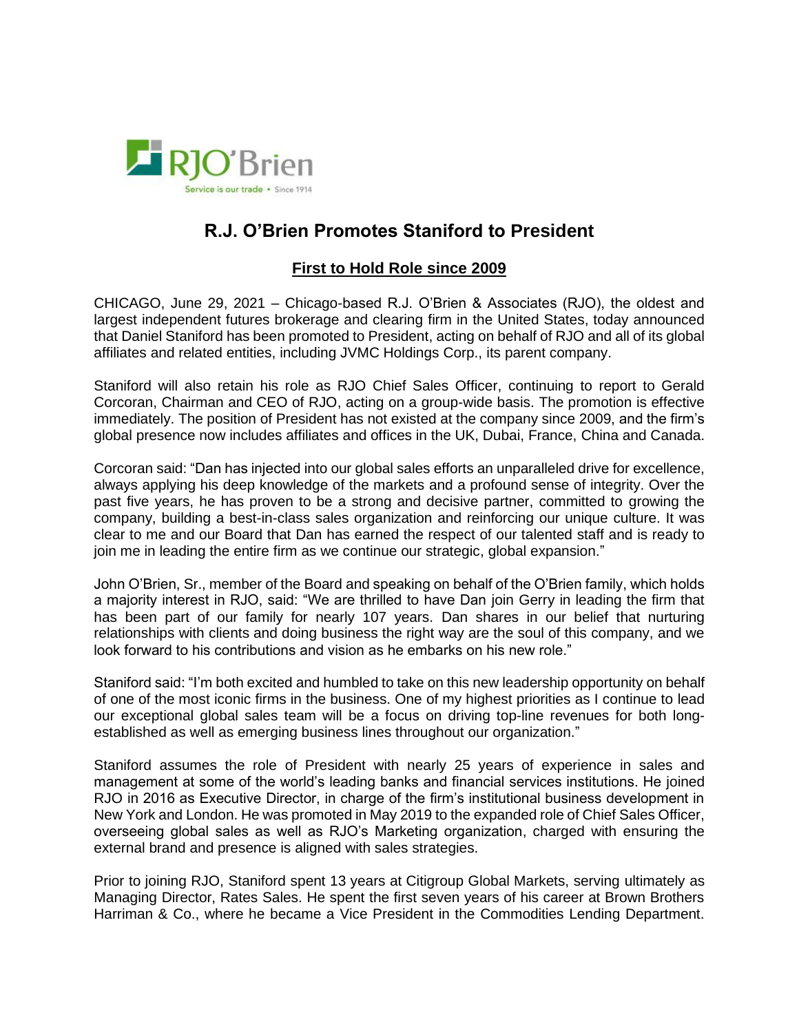RJO'Brien

Service is our trade • Since 1914

# R.J. O'Brien Promotes Staniford to President

## First to Hold Role since 2009

CHICAGO, June 29, 2021 – Chicago-based R.J. O'Brien & Associates (RJO), the oldest and largest independent futures brokerage and clearing firm in the United States, today announced that Daniel Staniford has been promoted to President, acting on behalf of RJO and all of its global affiliates and related entities, including JVMC Holdings Corp., its parent company.

Staniford will also retain his role as RJO Chief Sales Officer, continuing to report to Gerald Corcoran, Chairman and CEO of RJO, acting on a group-wide basis. The promotion is effective immediately. The position of President has not existed at the company since 2009, and the firm's global presence now includes affiliates and offices in the UK, Dubai, France, China and Canada.

Corcoran said: "Dan has injected into our global sales efforts an unparalleled drive for excellence, always applying his deep knowledge of the markets and a profound sense of integrity. Over the past five years, he has proven to be a strong and decisive partner, committed to growing the company, building a best-in-class sales organization and reinforcing our unique culture. It was clear to me and our Board that Dan has earned the respect of our talented staff and is ready to join me in leading the entire firm as we continue our strategic, global expansion."

John O'Brien, Sr., member of the Board and speaking on behalf of the O'Brien family, which holds a majority interest in RJO, said: "We are thrilled to have Dan join Gerry in leading the firm that has been part of our family for nearly 107 years. Dan shares in our belief that nurturing relationships with clients and doing business the right way are the soul of this company, and we look forward to his contributions and vision as he embarks on his new role."

Staniford said: "I'm both excited and humbled to take on this new leadership opportunity on behalf of one of the most iconic firms in the business. One of my highest priorities as I continue to lead our exceptional global sales team will be a focus on driving top-line revenues for both long-established as well as emerging business lines throughout our organization."

Staniford assumes the role of President with nearly 25 years of experience in sales and management at some of the world's leading banks and financial services institutions. He joined RJO in 2016 as Executive Director, in charge of the firm's institutional business development in New York and London. He was promoted in May 2019 to the expanded role of Chief Sales Officer, overseeing global sales as well as RJO's Marketing organization, charged with ensuring the external brand and presence is aligned with sales strategies.

Prior to joining RJO, Staniford spent 13 years at Citigroup Global Markets, serving ultimately as Managing Director, Rates Sales. He spent the first seven years of his career at Brown Brothers Harriman & Co., where he became a Vice President in the Commodities Lending Department.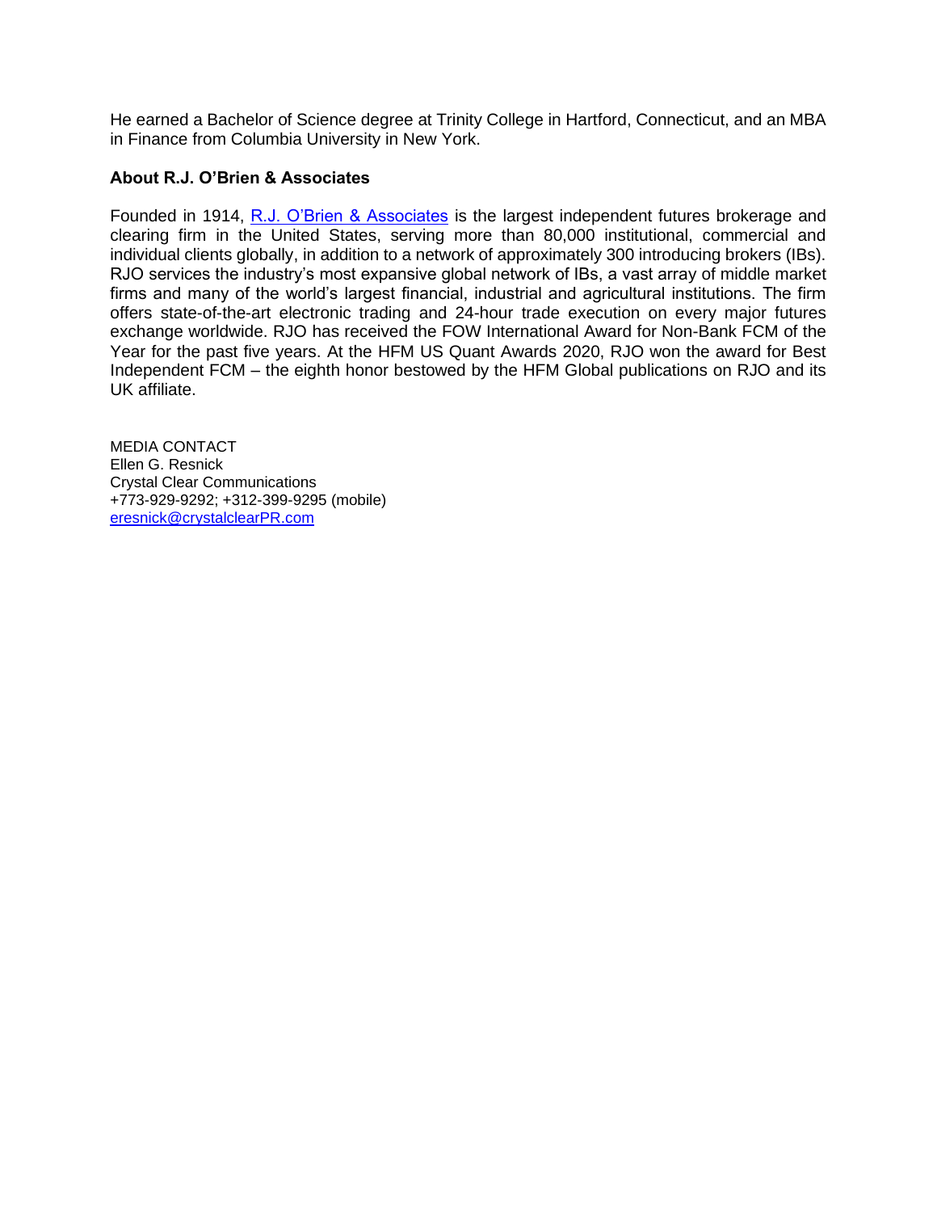He earned a Bachelor of Science degree at Trinity College in Hartford, Connecticut, and an MBA in Finance from Columbia University in New York.

**About R.J. O'Brien & Associates**

Founded in 1914, R.J. O'Brien & Associates is the largest independent futures brokerage and clearing firm in the United States, serving more than 80,000 institutional, commercial and individual clients globally, in addition to a network of approximately 300 introducing brokers (IBs). RJO services the industry's most expansive global network of IBs, a vast array of middle market firms and many of the world's largest financial, industrial and agricultural institutions. The firm offers state-of-the-art electronic trading and 24-hour trade execution on every major futures exchange worldwide. RJO has received the FOW International Award for Non-Bank FCM of the Year for the past five years. At the HFM US Quant Awards 2020, RJO won the award for Best Independent FCM – the eighth honor bestowed by the HFM Global publications on RJO and its UK affiliate.

MEDIA CONTACT
Ellen G. Resnick
Crystal Clear Communications
+773-929-9292; +312-399-9295 (mobile)
eresnick@crystalclearPR.com